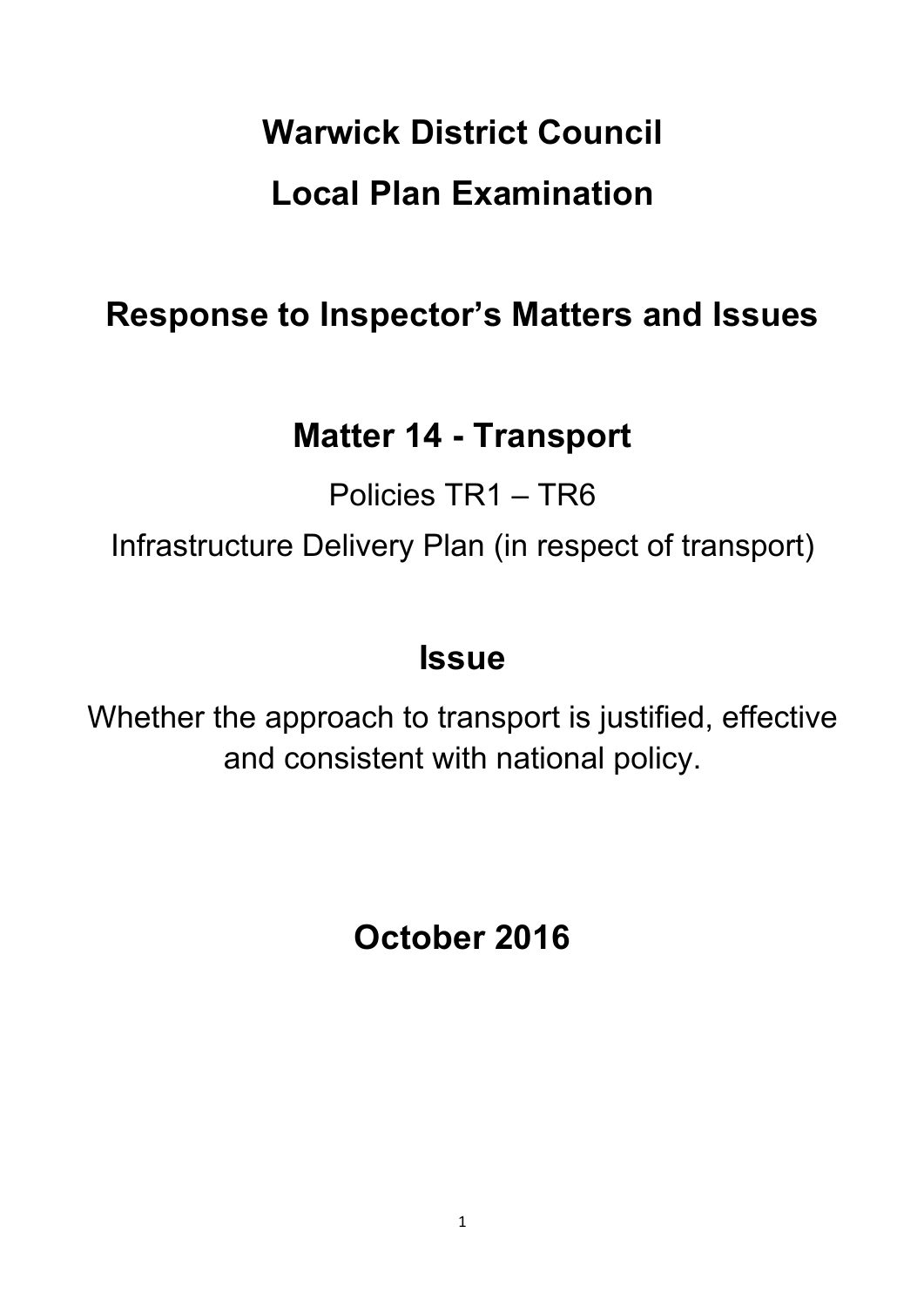# Warwick District Council

# Local Plan Examination

## Response to Inspector's Matters and Issues

## Matter 14 - Transport

Policies TR1 – TR6

Infrastructure Delivery Plan (in respect of transport)

## Issue

Whether the approach to transport is justified, effective and consistent with national policy.

## October 2016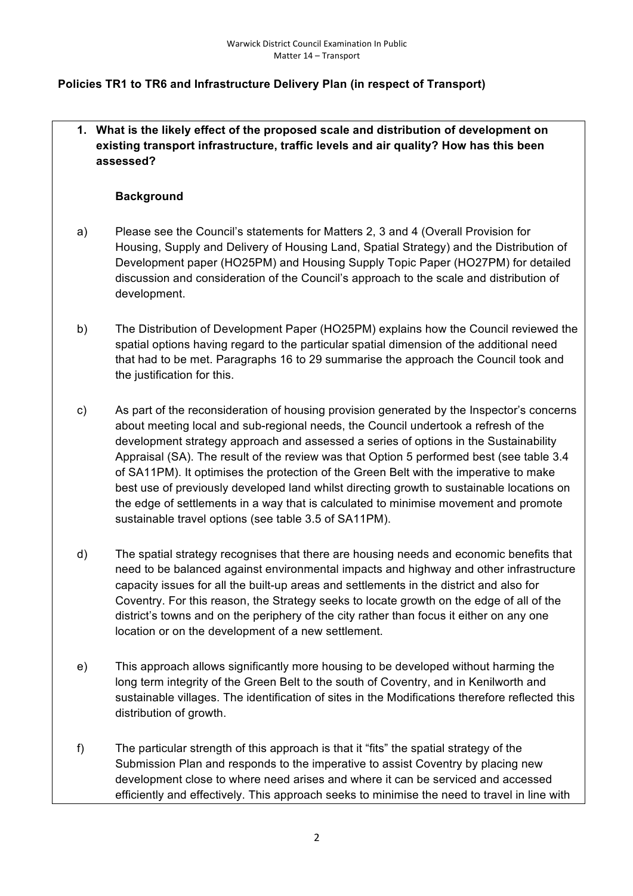**Policies TR1 to TR6 and Infrastructure Delivery Plan (in respect of Transport)**

**1. What is the likely effect of the proposed scale and distribution of development on existing transport infrastructure, traffic levels and air quality? How has this been assessed?**

**Background**

a) Please see the Council's statements for Matters 2, 3 and 4 (Overall Provision for Housing, Supply and Delivery of Housing Land, Spatial Strategy) and the Distribution of Development paper (HO25PM) and Housing Supply Topic Paper (HO27PM) for detailed discussion and consideration of the Council's approach to the scale and distribution of development.

b) The Distribution of Development Paper (HO25PM) explains how the Council reviewed the spatial options having regard to the particular spatial dimension of the additional need that had to be met. Paragraphs 16 to 29 summarise the approach the Council took and the justification for this.

c) As part of the reconsideration of housing provision generated by the Inspector's concerns about meeting local and sub-regional needs, the Council undertook a refresh of the development strategy approach and assessed a series of options in the Sustainability Appraisal (SA). The result of the review was that Option 5 performed best (see table 3.4 of SA11PM). It optimises the protection of the Green Belt with the imperative to make best use of previously developed land whilst directing growth to sustainable locations on the edge of settlements in a way that is calculated to minimise movement and promote sustainable travel options (see table 3.5 of SA11PM).

d) The spatial strategy recognises that there are housing needs and economic benefits that need to be balanced against environmental impacts and highway and other infrastructure capacity issues for all the built-up areas and settlements in the district and also for Coventry. For this reason, the Strategy seeks to locate growth on the edge of all of the district's towns and on the periphery of the city rather than focus it either on any one location or on the development of a new settlement.

e) This approach allows significantly more housing to be developed without harming the long term integrity of the Green Belt to the south of Coventry, and in Kenilworth and sustainable villages. The identification of sites in the Modifications therefore reflected this distribution of growth.

f) The particular strength of this approach is that it "fits" the spatial strategy of the Submission Plan and responds to the imperative to assist Coventry by placing new development close to where need arises and where it can be serviced and accessed efficiently and effectively. This approach seeks to minimise the need to travel in line with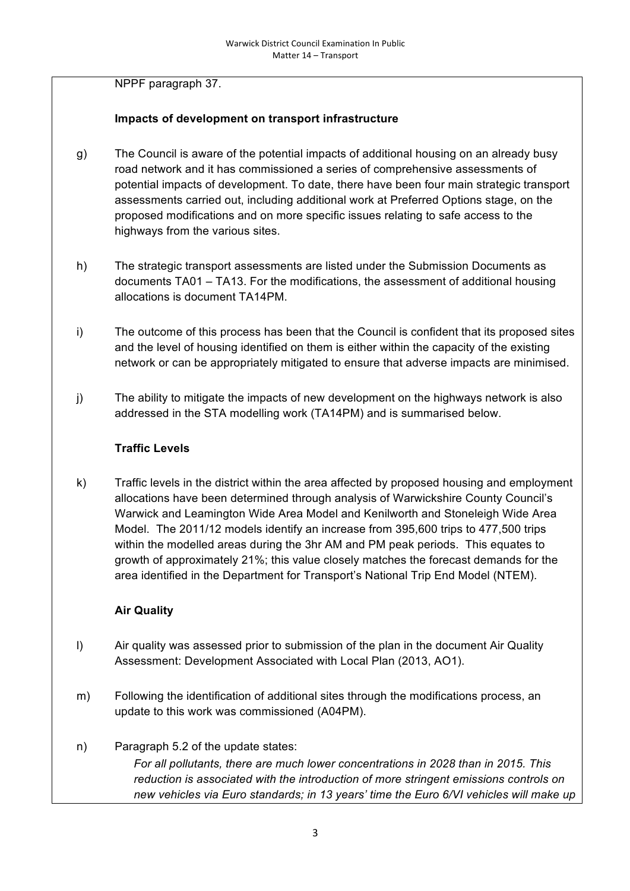NPPF paragraph 37.

**Impacts of development on transport infrastructure**

g) The Council is aware of the potential impacts of additional housing on an already busy road network and it has commissioned a series of comprehensive assessments of potential impacts of development. To date, there have been four main strategic transport assessments carried out, including additional work at Preferred Options stage, on the proposed modifications and on more specific issues relating to safe access to the highways from the various sites.

h) The strategic transport assessments are listed under the Submission Documents as documents TA01 – TA13. For the modifications, the assessment of additional housing allocations is document TA14PM.

i) The outcome of this process has been that the Council is confident that its proposed sites and the level of housing identified on them is either within the capacity of the existing network or can be appropriately mitigated to ensure that adverse impacts are minimised.

j) The ability to mitigate the impacts of new development on the highways network is also addressed in the STA modelling work (TA14PM) and is summarised below.

**Traffic Levels**

k) Traffic levels in the district within the area affected by proposed housing and employment allocations have been determined through analysis of Warwickshire County Council's Warwick and Leamington Wide Area Model and Kenilworth and Stoneleigh Wide Area Model. The 2011/12 models identify an increase from 395,600 trips to 477,500 trips within the modelled areas during the 3hr AM and PM peak periods. This equates to growth of approximately 21%; this value closely matches the forecast demands for the area identified in the Department for Transport's National Trip End Model (NTEM).

**Air Quality**

l) Air quality was assessed prior to submission of the plan in the document Air Quality Assessment: Development Associated with Local Plan (2013, AO1).

m) Following the identification of additional sites through the modifications process, an update to this work was commissioned (A04PM).

n) Paragraph 5.2 of the update states:

*For all pollutants, there are much lower concentrations in 2028 than in 2015. This reduction is associated with the introduction of more stringent emissions controls on new vehicles via Euro standards; in 13 years' time the Euro 6/VI vehicles will make up*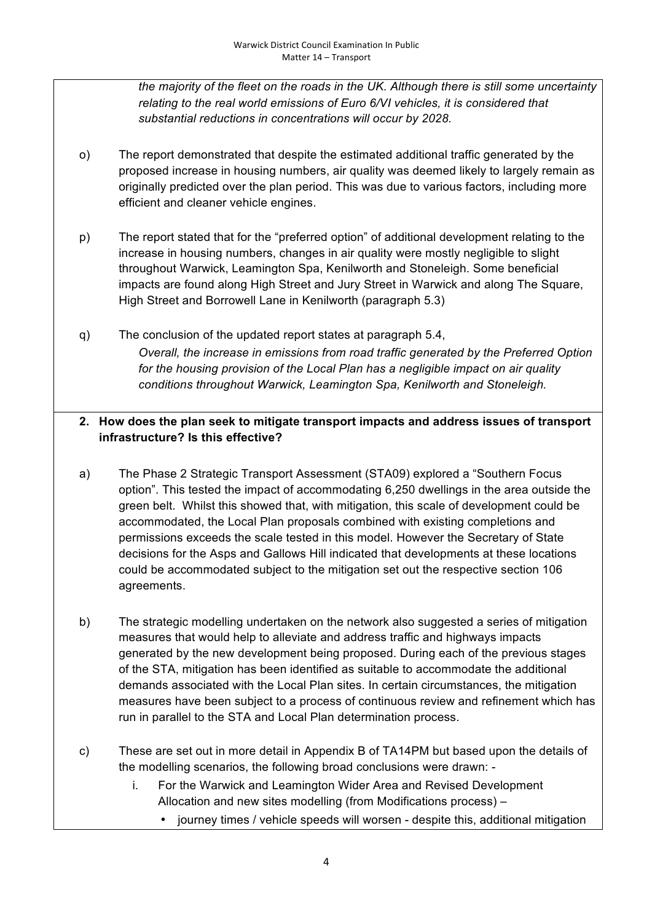*the majority of the fleet on the roads in the UK. Although there is still some uncertainty relating to the real world emissions of Euro 6/VI vehicles, it is considered that substantial reductions in concentrations will occur by 2028.*

o) The report demonstrated that despite the estimated additional traffic generated by the proposed increase in housing numbers, air quality was deemed likely to largely remain as originally predicted over the plan period. This was due to various factors, including more efficient and cleaner vehicle engines.

p) The report stated that for the "preferred option" of additional development relating to the increase in housing numbers, changes in air quality were mostly negligible to slight throughout Warwick, Leamington Spa, Kenilworth and Stoneleigh. Some beneficial impacts are found along High Street and Jury Street in Warwick and along The Square, High Street and Borrowell Lane in Kenilworth (paragraph 5.3)

q) The conclusion of the updated report states at paragraph 5.4,

*Overall, the increase in emissions from road traffic generated by the Preferred Option for the housing provision of the Local Plan has a negligible impact on air quality conditions throughout Warwick, Leamington Spa, Kenilworth and Stoneleigh.*

**2. How does the plan seek to mitigate transport impacts and address issues of transport infrastructure? Is this effective?**

a) The Phase 2 Strategic Transport Assessment (STA09) explored a "Southern Focus option". This tested the impact of accommodating 6,250 dwellings in the area outside the green belt. Whilst this showed that, with mitigation, this scale of development could be accommodated, the Local Plan proposals combined with existing completions and permissions exceeds the scale tested in this model. However the Secretary of State decisions for the Asps and Gallows Hill indicated that developments at these locations could be accommodated subject to the mitigation set out the respective section 106 agreements.

b) The strategic modelling undertaken on the network also suggested a series of mitigation measures that would help to alleviate and address traffic and highways impacts generated by the new development being proposed. During each of the previous stages of the STA, mitigation has been identified as suitable to accommodate the additional demands associated with the Local Plan sites. In certain circumstances, the mitigation measures have been subject to a process of continuous review and refinement which has run in parallel to the STA and Local Plan determination process.

c) These are set out in more detail in Appendix B of TA14PM but based upon the details of the modelling scenarios, the following broad conclusions were drawn: -

   i. For the Warwick and Leamington Wider Area and Revised Development Allocation and new sites modelling (from Modifications process) –

      - journey times / vehicle speeds will worsen - despite this, additional mitigation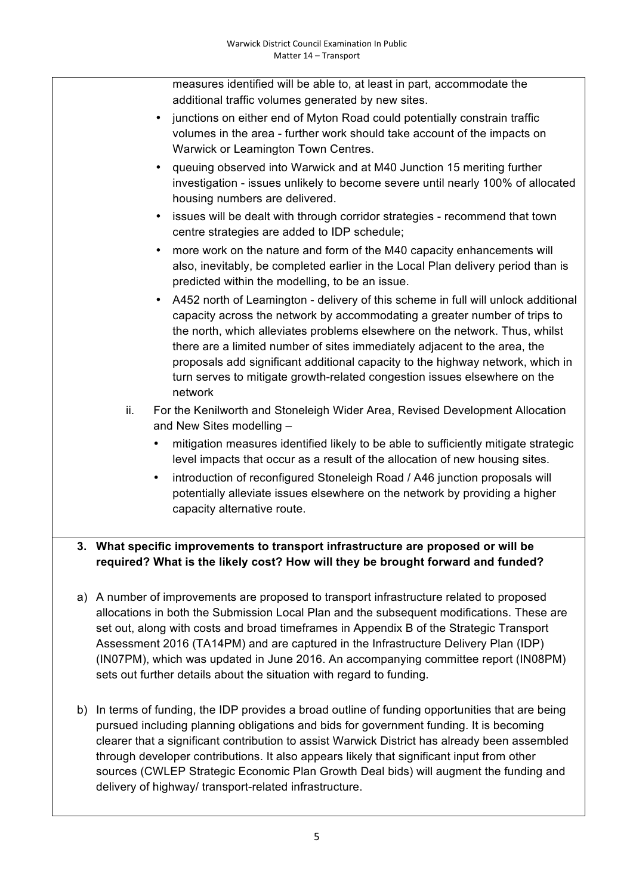measures identified will be able to, at least in part, accommodate the additional traffic volumes generated by new sites.

- junctions on either end of Myton Road could potentially constrain traffic volumes in the area - further work should take account of the impacts on Warwick or Leamington Town Centres.
- queuing observed into Warwick and at M40 Junction 15 meriting further investigation - issues unlikely to become severe until nearly 100% of allocated housing numbers are delivered.
- issues will be dealt with through corridor strategies - recommend that town centre strategies are added to IDP schedule;
- more work on the nature and form of the M40 capacity enhancements will also, inevitably, be completed earlier in the Local Plan delivery period than is predicted within the modelling, to be an issue.
- A452 north of Leamington - delivery of this scheme in full will unlock additional capacity across the network by accommodating a greater number of trips to the north, which alleviates problems elsewhere on the network. Thus, whilst there are a limited number of sites immediately adjacent to the area, the proposals add significant additional capacity to the highway network, which in turn serves to mitigate growth-related congestion issues elsewhere on the network

ii. For the Kenilworth and Stoneleigh Wider Area, Revised Development Allocation and New Sites modelling –

- mitigation measures identified likely to be able to sufficiently mitigate strategic level impacts that occur as a result of the allocation of new housing sites.
- introduction of reconfigured Stoneleigh Road / A46 junction proposals will potentially alleviate issues elsewhere on the network by providing a higher capacity alternative route.

**3. What specific improvements to transport infrastructure are proposed or will be required? What is the likely cost? How will they be brought forward and funded?**

a) A number of improvements are proposed to transport infrastructure related to proposed allocations in both the Submission Local Plan and the subsequent modifications. These are set out, along with costs and broad timeframes in Appendix B of the Strategic Transport Assessment 2016 (TA14PM) and are captured in the Infrastructure Delivery Plan (IDP) (IN07PM), which was updated in June 2016. An accompanying committee report (IN08PM) sets out further details about the situation with regard to funding.

b) In terms of funding, the IDP provides a broad outline of funding opportunities that are being pursued including planning obligations and bids for government funding. It is becoming clearer that a significant contribution to assist Warwick District has already been assembled through developer contributions. It also appears likely that significant input from other sources (CWLEP Strategic Economic Plan Growth Deal bids) will augment the funding and delivery of highway/ transport-related infrastructure.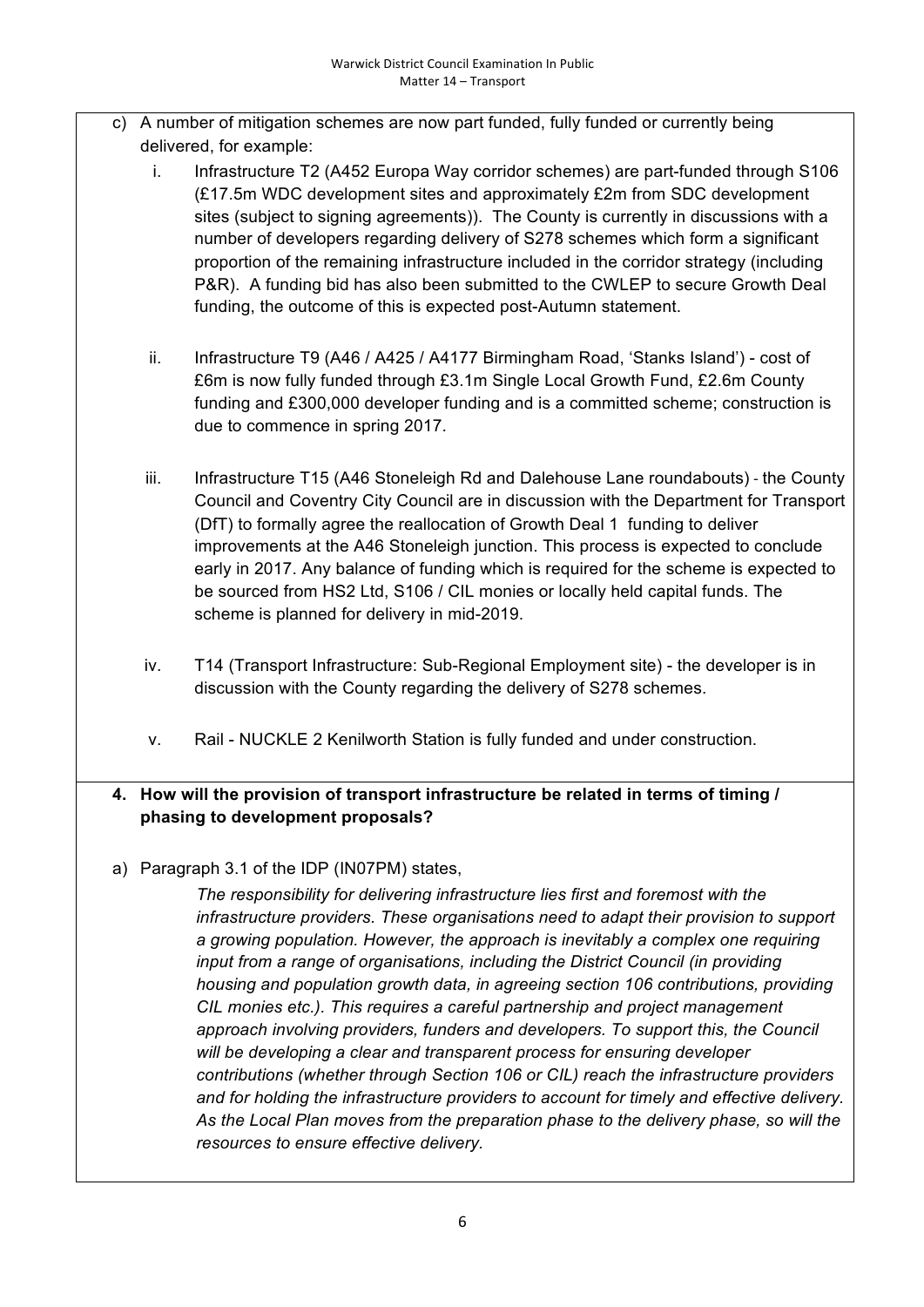c) A number of mitigation schemes are now part funded, fully funded or currently being delivered, for example:

   i. Infrastructure T2 (A452 Europa Way corridor schemes) are part-funded through S106 (£17.5m WDC development sites and approximately £2m from SDC development sites (subject to signing agreements)). The County is currently in discussions with a number of developers regarding delivery of S278 schemes which form a significant proportion of the remaining infrastructure included in the corridor strategy (including P&R). A funding bid has also been submitted to the CWLEP to secure Growth Deal funding, the outcome of this is expected post-Autumn statement.

   ii. Infrastructure T9 (A46 / A425 / A4177 Birmingham Road, 'Stanks Island') - cost of £6m is now fully funded through £3.1m Single Local Growth Fund, £2.6m County funding and £300,000 developer funding and is a committed scheme; construction is due to commence in spring 2017.

   iii. Infrastructure T15 (A46 Stoneleigh Rd and Dalehouse Lane roundabouts) - the County Council and Coventry City Council are in discussion with the Department for Transport (DfT) to formally agree the reallocation of Growth Deal 1 funding to deliver improvements at the A46 Stoneleigh junction. This process is expected to conclude early in 2017. Any balance of funding which is required for the scheme is expected to be sourced from HS2 Ltd, S106 / CIL monies or locally held capital funds. The scheme is planned for delivery in mid-2019.

   iv. T14 (Transport Infrastructure: Sub-Regional Employment site) - the developer is in discussion with the County regarding the delivery of S278 schemes.

   v. Rail - NUCKLE 2 Kenilworth Station is fully funded and under construction.

**4. How will the provision of transport infrastructure be related in terms of timing / phasing to development proposals?**

a) Paragraph 3.1 of the IDP (IN07PM) states,

> *The responsibility for delivering infrastructure lies first and foremost with the infrastructure providers. These organisations need to adapt their provision to support a growing population. However, the approach is inevitably a complex one requiring input from a range of organisations, including the District Council (in providing housing and population growth data, in agreeing section 106 contributions, providing CIL monies etc.). This requires a careful partnership and project management approach involving providers, funders and developers. To support this, the Council will be developing a clear and transparent process for ensuring developer contributions (whether through Section 106 or CIL) reach the infrastructure providers and for holding the infrastructure providers to account for timely and effective delivery. As the Local Plan moves from the preparation phase to the delivery phase, so will the resources to ensure effective delivery.*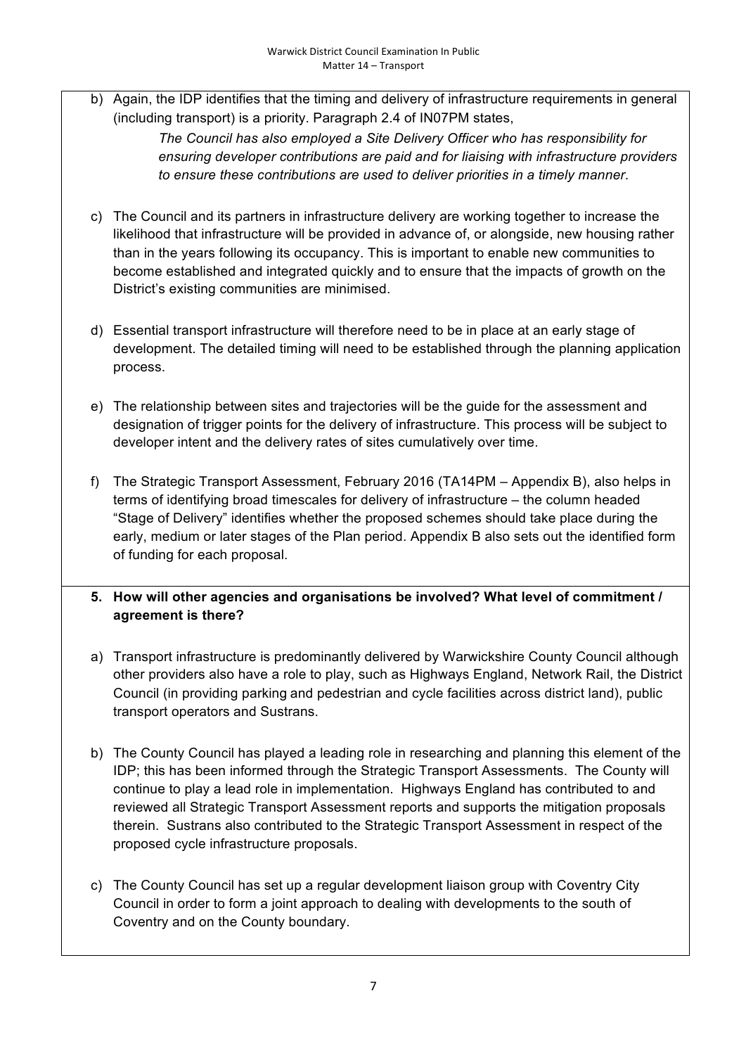b) Again, the IDP identifies that the timing and delivery of infrastructure requirements in general (including transport) is a priority. Paragraph 2.4 of IN07PM states,

> *The Council has also employed a Site Delivery Officer who has responsibility for ensuring developer contributions are paid and for liaising with infrastructure providers to ensure these contributions are used to deliver priorities in a timely manner*.

c) The Council and its partners in infrastructure delivery are working together to increase the likelihood that infrastructure will be provided in advance of, or alongside, new housing rather than in the years following its occupancy. This is important to enable new communities to become established and integrated quickly and to ensure that the impacts of growth on the District's existing communities are minimised.

d) Essential transport infrastructure will therefore need to be in place at an early stage of development. The detailed timing will need to be established through the planning application process.

e) The relationship between sites and trajectories will be the guide for the assessment and designation of trigger points for the delivery of infrastructure. This process will be subject to developer intent and the delivery rates of sites cumulatively over time.

f) The Strategic Transport Assessment, February 2016 (TA14PM – Appendix B), also helps in terms of identifying broad timescales for delivery of infrastructure – the column headed "Stage of Delivery" identifies whether the proposed schemes should take place during the early, medium or later stages of the Plan period. Appendix B also sets out the identified form of funding for each proposal.

**5. How will other agencies and organisations be involved? What level of commitment / agreement is there?**

a) Transport infrastructure is predominantly delivered by Warwickshire County Council although other providers also have a role to play, such as Highways England, Network Rail, the District Council (in providing parking and pedestrian and cycle facilities across district land), public transport operators and Sustrans.

b) The County Council has played a leading role in researching and planning this element of the IDP; this has been informed through the Strategic Transport Assessments. The County will continue to play a lead role in implementation. Highways England has contributed to and reviewed all Strategic Transport Assessment reports and supports the mitigation proposals therein. Sustrans also contributed to the Strategic Transport Assessment in respect of the proposed cycle infrastructure proposals.

c) The County Council has set up a regular development liaison group with Coventry City Council in order to form a joint approach to dealing with developments to the south of Coventry and on the County boundary.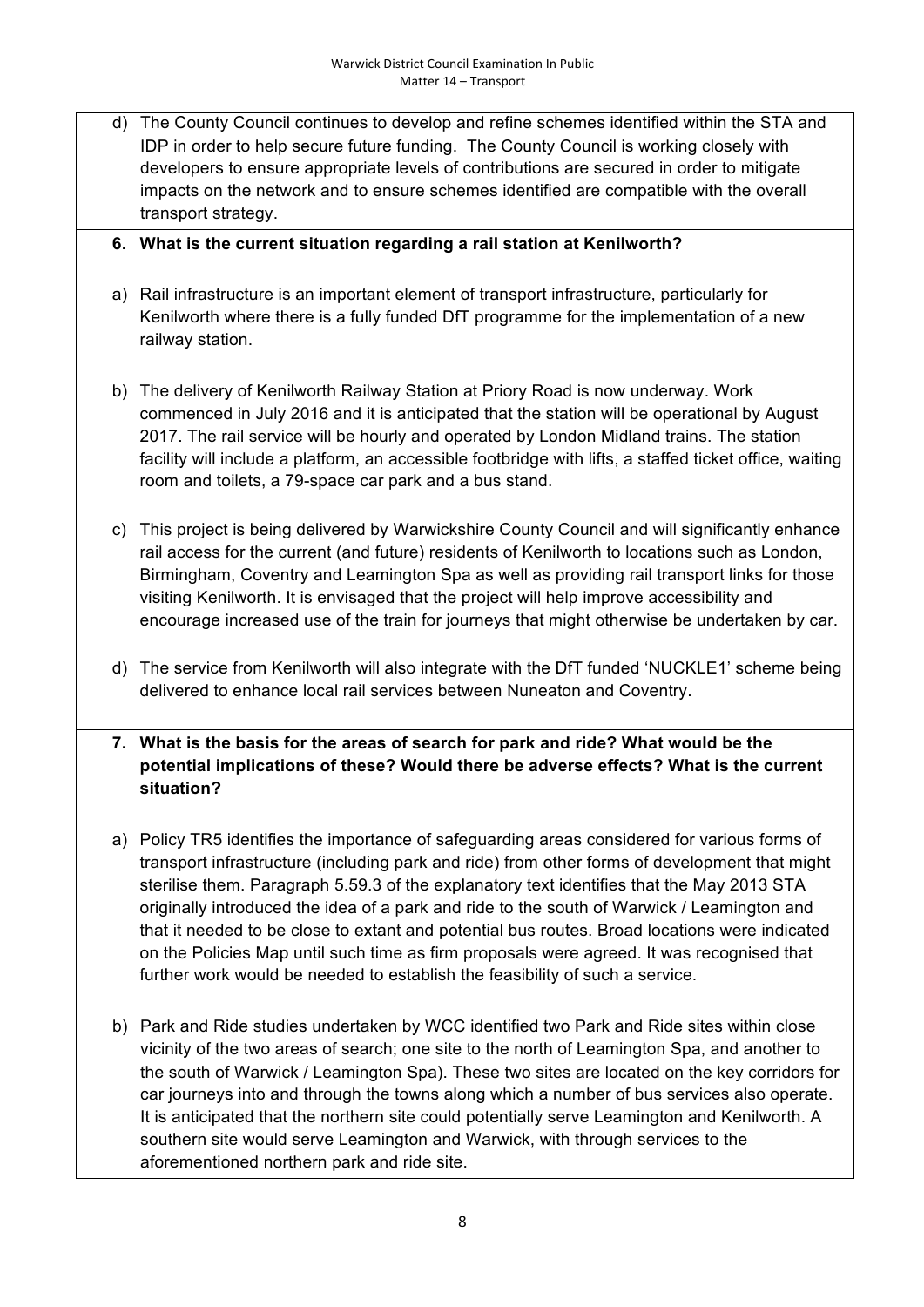d) The County Council continues to develop and refine schemes identified within the STA and IDP in order to help secure future funding. The County Council is working closely with developers to ensure appropriate levels of contributions are secured in order to mitigate impacts on the network and to ensure schemes identified are compatible with the overall transport strategy.

**6. What is the current situation regarding a rail station at Kenilworth?**

a) Rail infrastructure is an important element of transport infrastructure, particularly for Kenilworth where there is a fully funded DfT programme for the implementation of a new railway station.

b) The delivery of Kenilworth Railway Station at Priory Road is now underway. Work commenced in July 2016 and it is anticipated that the station will be operational by August 2017. The rail service will be hourly and operated by London Midland trains. The station facility will include a platform, an accessible footbridge with lifts, a staffed ticket office, waiting room and toilets, a 79-space car park and a bus stand.

c) This project is being delivered by Warwickshire County Council and will significantly enhance rail access for the current (and future) residents of Kenilworth to locations such as London, Birmingham, Coventry and Leamington Spa as well as providing rail transport links for those visiting Kenilworth. It is envisaged that the project will help improve accessibility and encourage increased use of the train for journeys that might otherwise be undertaken by car.

d) The service from Kenilworth will also integrate with the DfT funded 'NUCKLE1' scheme being delivered to enhance local rail services between Nuneaton and Coventry.

**7. What is the basis for the areas of search for park and ride? What would be the potential implications of these? Would there be adverse effects? What is the current situation?**

a) Policy TR5 identifies the importance of safeguarding areas considered for various forms of transport infrastructure (including park and ride) from other forms of development that might sterilise them. Paragraph 5.59.3 of the explanatory text identifies that the May 2013 STA originally introduced the idea of a park and ride to the south of Warwick / Leamington and that it needed to be close to extant and potential bus routes. Broad locations were indicated on the Policies Map until such time as firm proposals were agreed. It was recognised that further work would be needed to establish the feasibility of such a service.

b) Park and Ride studies undertaken by WCC identified two Park and Ride sites within close vicinity of the two areas of search; one site to the north of Leamington Spa, and another to the south of Warwick / Leamington Spa). These two sites are located on the key corridors for car journeys into and through the towns along which a number of bus services also operate. It is anticipated that the northern site could potentially serve Leamington and Kenilworth. A southern site would serve Leamington and Warwick, with through services to the aforementioned northern park and ride site.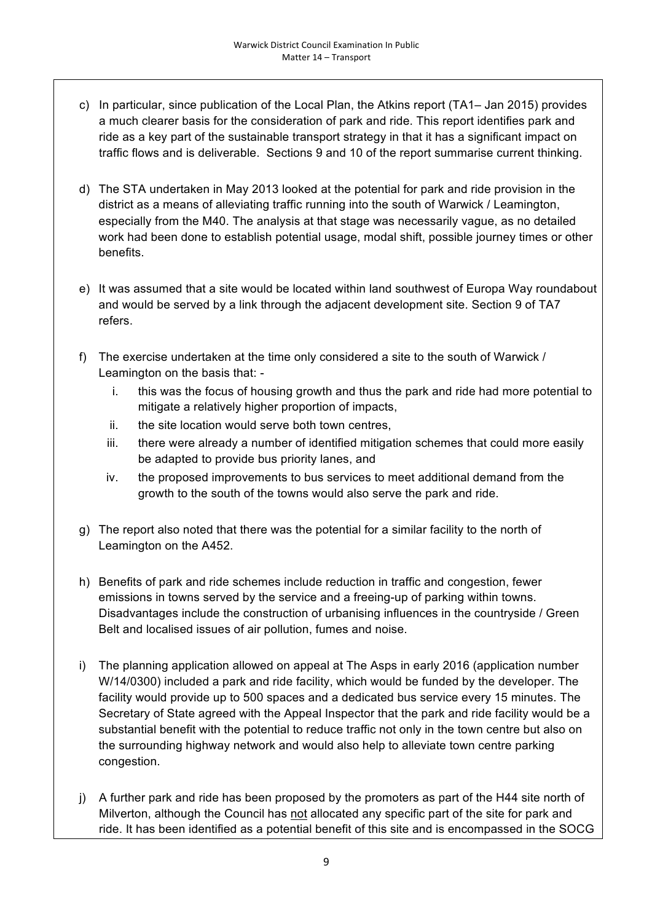c) In particular, since publication of the Local Plan, the Atkins report (TA1– Jan 2015) provides a much clearer basis for the consideration of park and ride. This report identifies park and ride as a key part of the sustainable transport strategy in that it has a significant impact on traffic flows and is deliverable. Sections 9 and 10 of the report summarise current thinking.

d) The STA undertaken in May 2013 looked at the potential for park and ride provision in the district as a means of alleviating traffic running into the south of Warwick / Leamington, especially from the M40. The analysis at that stage was necessarily vague, as no detailed work had been done to establish potential usage, modal shift, possible journey times or other benefits.

e) It was assumed that a site would be located within land southwest of Europa Way roundabout and would be served by a link through the adjacent development site. Section 9 of TA7 refers.

f) The exercise undertaken at the time only considered a site to the south of Warwick / Leamington on the basis that: -

   i. this was the focus of housing growth and thus the park and ride had more potential to mitigate a relatively higher proportion of impacts,
   ii. the site location would serve both town centres,
   iii. there were already a number of identified mitigation schemes that could more easily be adapted to provide bus priority lanes, and
   iv. the proposed improvements to bus services to meet additional demand from the growth to the south of the towns would also serve the park and ride.

g) The report also noted that there was the potential for a similar facility to the north of Leamington on the A452.

h) Benefits of park and ride schemes include reduction in traffic and congestion, fewer emissions in towns served by the service and a freeing-up of parking within towns. Disadvantages include the construction of urbanising influences in the countryside / Green Belt and localised issues of air pollution, fumes and noise.

i) The planning application allowed on appeal at The Asps in early 2016 (application number W/14/0300) included a park and ride facility, which would be funded by the developer. The facility would provide up to 500 spaces and a dedicated bus service every 15 minutes. The Secretary of State agreed with the Appeal Inspector that the park and ride facility would be a substantial benefit with the potential to reduce traffic not only in the town centre but also on the surrounding highway network and would also help to alleviate town centre parking congestion.

j) A further park and ride has been proposed by the promoters as part of the H44 site north of Milverton, although the Council has <u>not</u> allocated any specific part of the site for park and ride. It has been identified as a potential benefit of this site and is encompassed in the SOCG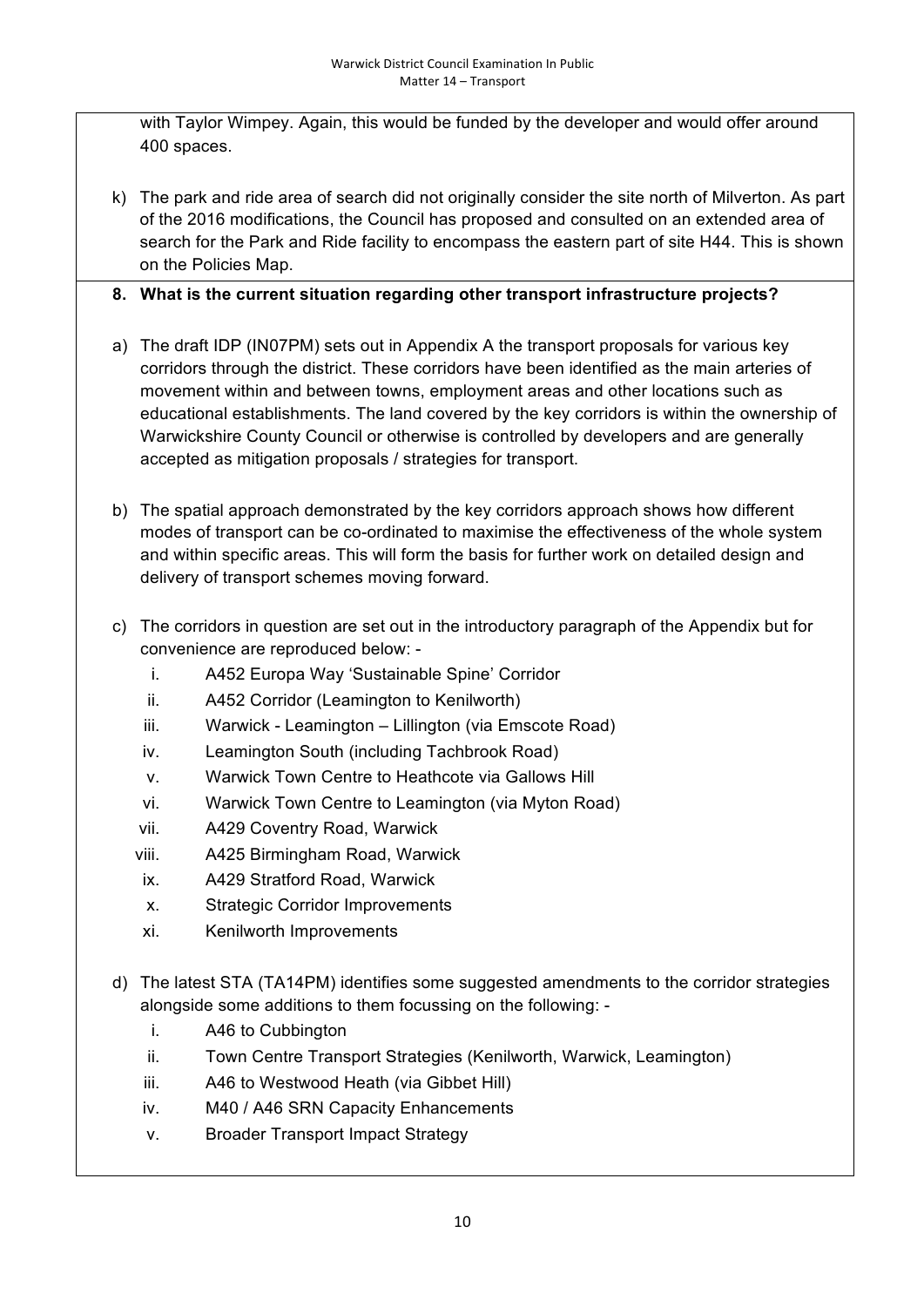with Taylor Wimpey. Again, this would be funded by the developer and would offer around 400 spaces.

k) The park and ride area of search did not originally consider the site north of Milverton. As part of the 2016 modifications, the Council has proposed and consulted on an extended area of search for the Park and Ride facility to encompass the eastern part of site H44. This is shown on the Policies Map.

**8. What is the current situation regarding other transport infrastructure projects?**

a) The draft IDP (IN07PM) sets out in Appendix A the transport proposals for various key corridors through the district. These corridors have been identified as the main arteries of movement within and between towns, employment areas and other locations such as educational establishments. The land covered by the key corridors is within the ownership of Warwickshire County Council or otherwise is controlled by developers and are generally accepted as mitigation proposals / strategies for transport.

b) The spatial approach demonstrated by the key corridors approach shows how different modes of transport can be co-ordinated to maximise the effectiveness of the whole system and within specific areas. This will form the basis for further work on detailed design and delivery of transport schemes moving forward.

c) The corridors in question are set out in the introductory paragraph of the Appendix but for convenience are reproduced below: -

   i. A452 Europa Way 'Sustainable Spine' Corridor
   ii. A452 Corridor (Leamington to Kenilworth)
   iii. Warwick - Leamington – Lillington (via Emscote Road)
   iv. Leamington South (including Tachbrook Road)
   v. Warwick Town Centre to Heathcote via Gallows Hill
   vi. Warwick Town Centre to Leamington (via Myton Road)
   vii. A429 Coventry Road, Warwick
   viii. A425 Birmingham Road, Warwick
   ix. A429 Stratford Road, Warwick
   x. Strategic Corridor Improvements
   xi. Kenilworth Improvements

d) The latest STA (TA14PM) identifies some suggested amendments to the corridor strategies alongside some additions to them focussing on the following: -

   i. A46 to Cubbington
   ii. Town Centre Transport Strategies (Kenilworth, Warwick, Leamington)
   iii. A46 to Westwood Heath (via Gibbet Hill)
   iv. M40 / A46 SRN Capacity Enhancements
   v. Broader Transport Impact Strategy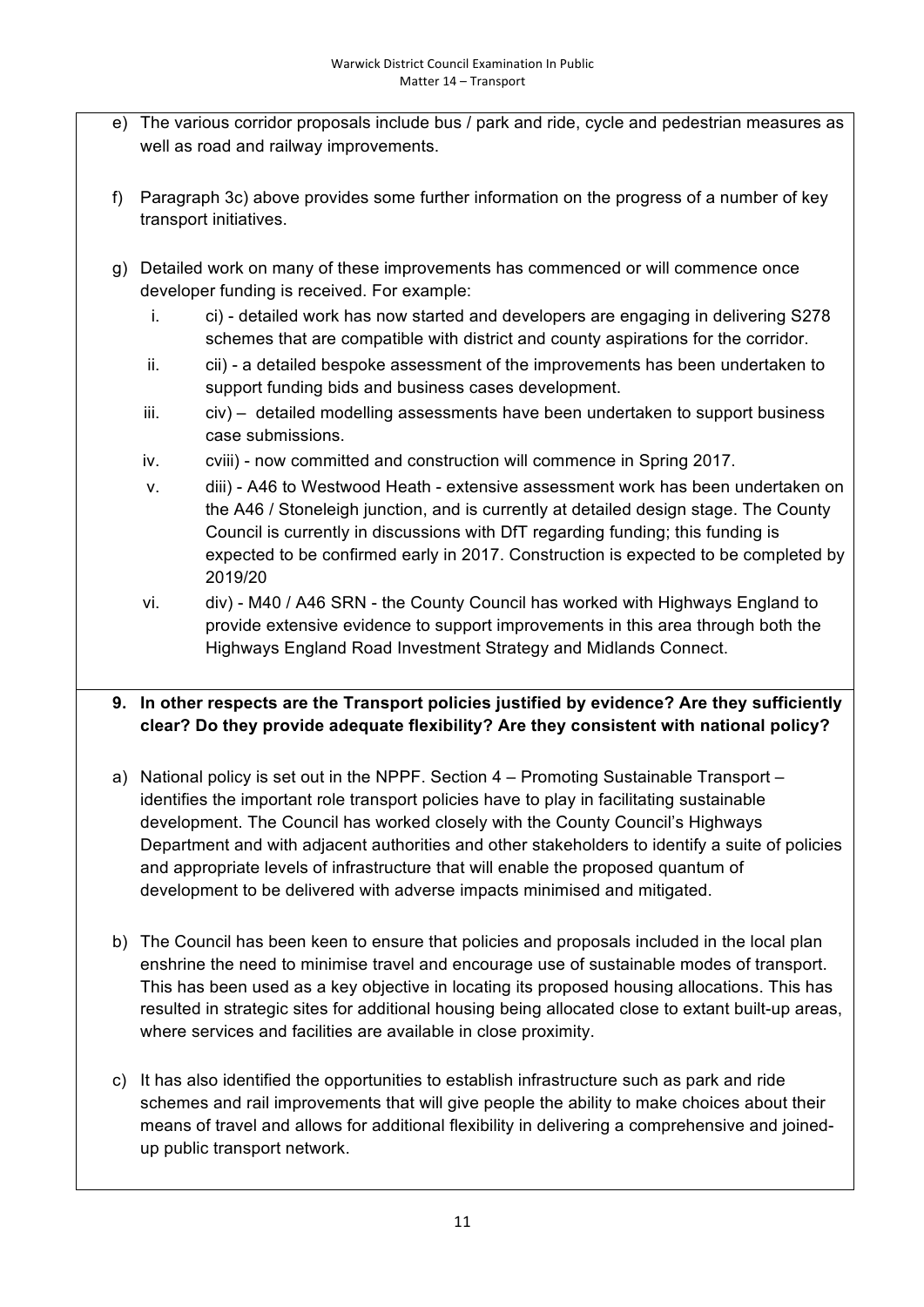e) The various corridor proposals include bus / park and ride, cycle and pedestrian measures as well as road and railway improvements.

f) Paragraph 3c) above provides some further information on the progress of a number of key transport initiatives.

g) Detailed work on many of these improvements has commenced or will commence once developer funding is received. For example:

   i. ci) - detailed work has now started and developers are engaging in delivering S278 schemes that are compatible with district and county aspirations for the corridor.
   ii. cii) - a detailed bespoke assessment of the improvements has been undertaken to support funding bids and business cases development.
   iii. civ) – detailed modelling assessments have been undertaken to support business case submissions.
   iv. cviii) - now committed and construction will commence in Spring 2017.
   v. diii) - A46 to Westwood Heath - extensive assessment work has been undertaken on the A46 / Stoneleigh junction, and is currently at detailed design stage. The County Council is currently in discussions with DfT regarding funding; this funding is expected to be confirmed early in 2017. Construction is expected to be completed by 2019/20
   vi. div) - M40 / A46 SRN - the County Council has worked with Highways England to provide extensive evidence to support improvements in this area through both the Highways England Road Investment Strategy and Midlands Connect.

**9. In other respects are the Transport policies justified by evidence? Are they sufficiently clear? Do they provide adequate flexibility? Are they consistent with national policy?**

a) National policy is set out in the NPPF. Section 4 – Promoting Sustainable Transport – identifies the important role transport policies have to play in facilitating sustainable development. The Council has worked closely with the County Council's Highways Department and with adjacent authorities and other stakeholders to identify a suite of policies and appropriate levels of infrastructure that will enable the proposed quantum of development to be delivered with adverse impacts minimised and mitigated.

b) The Council has been keen to ensure that policies and proposals included in the local plan enshrine the need to minimise travel and encourage use of sustainable modes of transport. This has been used as a key objective in locating its proposed housing allocations. This has resulted in strategic sites for additional housing being allocated close to extant built-up areas, where services and facilities are available in close proximity.

c) It has also identified the opportunities to establish infrastructure such as park and ride schemes and rail improvements that will give people the ability to make choices about their means of travel and allows for additional flexibility in delivering a comprehensive and joined-up public transport network.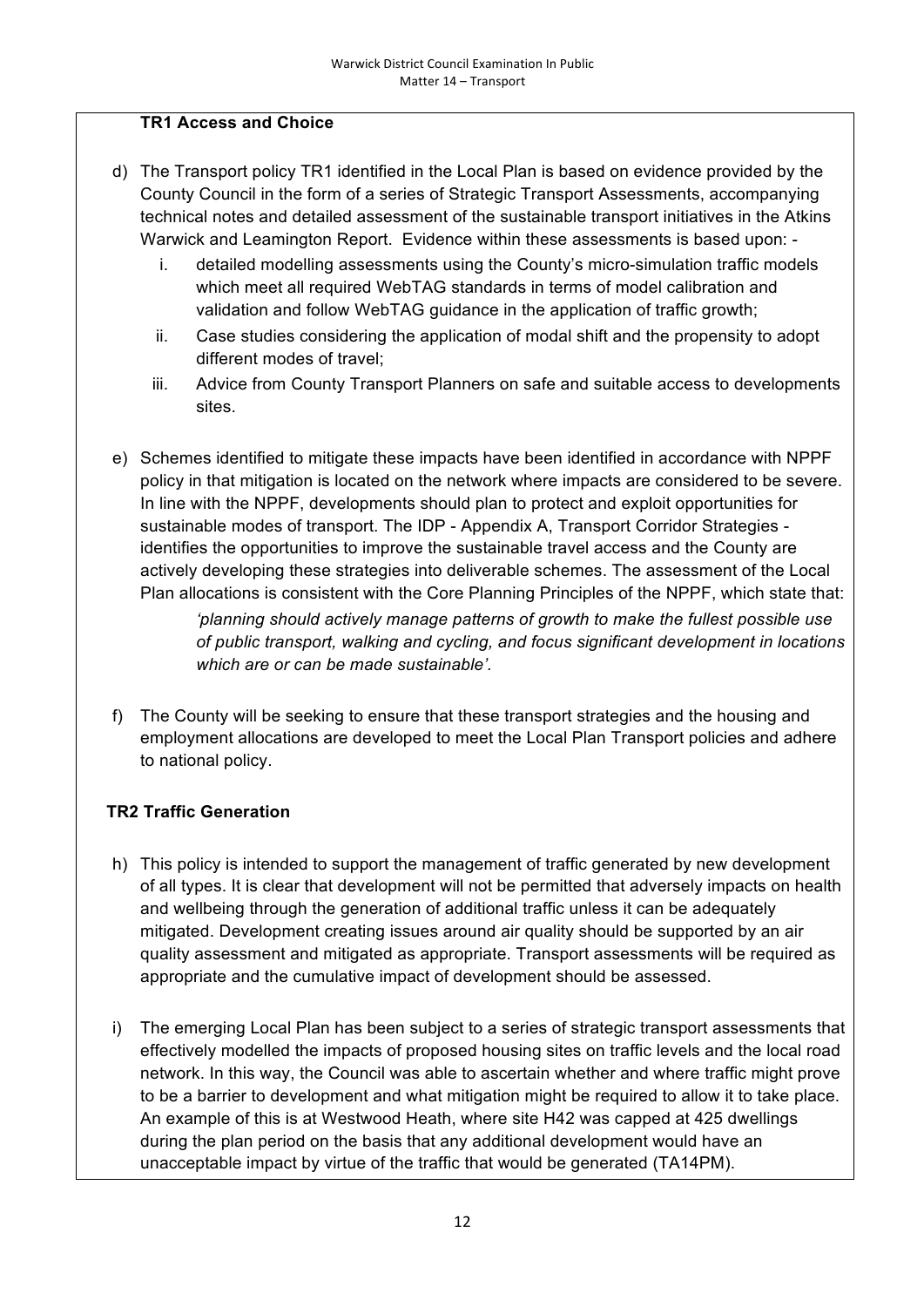### TR1 Access and Choice

d) The Transport policy TR1 identified in the Local Plan is based on evidence provided by the County Council in the form of a series of Strategic Transport Assessments, accompanying technical notes and detailed assessment of the sustainable transport initiatives in the Atkins Warwick and Leamington Report. Evidence within these assessments is based upon: -

   i. detailed modelling assessments using the County's micro-simulation traffic models which meet all required WebTAG standards in terms of model calibration and validation and follow WebTAG guidance in the application of traffic growth;
   ii. Case studies considering the application of modal shift and the propensity to adopt different modes of travel;
   iii. Advice from County Transport Planners on safe and suitable access to developments sites.

e) Schemes identified to mitigate these impacts have been identified in accordance with NPPF policy in that mitigation is located on the network where impacts are considered to be severe. In line with the NPPF, developments should plan to protect and exploit opportunities for sustainable modes of transport. The IDP - Appendix A, Transport Corridor Strategies - identifies the opportunities to improve the sustainable travel access and the County are actively developing these strategies into deliverable schemes. The assessment of the Local Plan allocations is consistent with the Core Planning Principles of the NPPF, which state that:

   > *'planning should actively manage patterns of growth to make the fullest possible use of public transport, walking and cycling, and focus significant development in locations which are or can be made sustainable'.*

f) The County will be seeking to ensure that these transport strategies and the housing and employment allocations are developed to meet the Local Plan Transport policies and adhere to national policy.

### TR2 Traffic Generation

h) This policy is intended to support the management of traffic generated by new development of all types. It is clear that development will not be permitted that adversely impacts on health and wellbeing through the generation of additional traffic unless it can be adequately mitigated. Development creating issues around air quality should be supported by an air quality assessment and mitigated as appropriate. Transport assessments will be required as appropriate and the cumulative impact of development should be assessed.

i) The emerging Local Plan has been subject to a series of strategic transport assessments that effectively modelled the impacts of proposed housing sites on traffic levels and the local road network. In this way, the Council was able to ascertain whether and where traffic might prove to be a barrier to development and what mitigation might be required to allow it to take place. An example of this is at Westwood Heath, where site H42 was capped at 425 dwellings during the plan period on the basis that any additional development would have an unacceptable impact by virtue of the traffic that would be generated (TA14PM).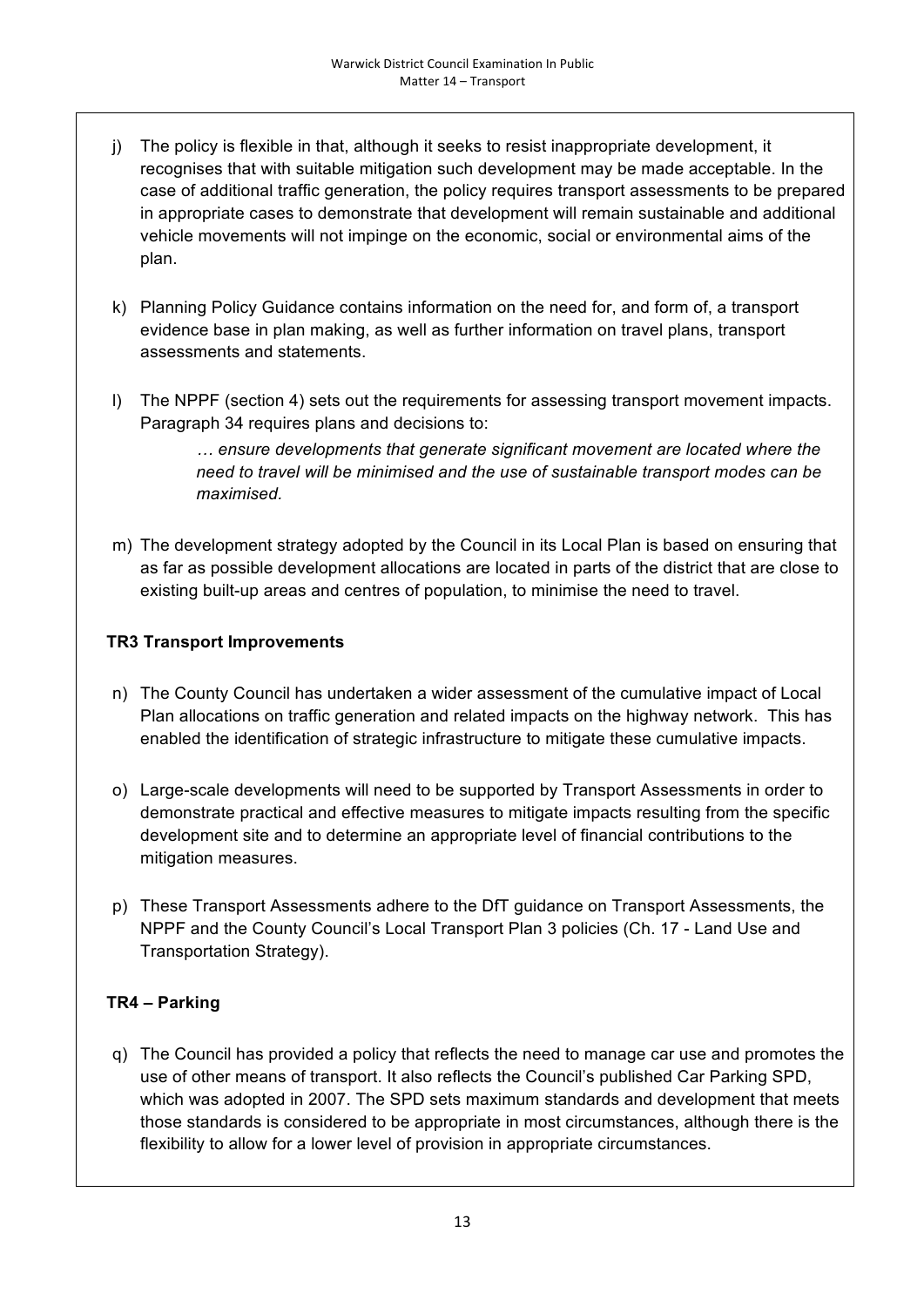j) The policy is flexible in that, although it seeks to resist inappropriate development, it recognises that with suitable mitigation such development may be made acceptable. In the case of additional traffic generation, the policy requires transport assessments to be prepared in appropriate cases to demonstrate that development will remain sustainable and additional vehicle movements will not impinge on the economic, social or environmental aims of the plan.

k) Planning Policy Guidance contains information on the need for, and form of, a transport evidence base in plan making, as well as further information on travel plans, transport assessments and statements.

l) The NPPF (section 4) sets out the requirements for assessing transport movement impacts. Paragraph 34 requires plans and decisions to:

> *… ensure developments that generate significant movement are located where the need to travel will be minimised and the use of sustainable transport modes can be maximised.*

m) The development strategy adopted by the Council in its Local Plan is based on ensuring that as far as possible development allocations are located in parts of the district that are close to existing built-up areas and centres of population, to minimise the need to travel.

**TR3 Transport Improvements**

n) The County Council has undertaken a wider assessment of the cumulative impact of Local Plan allocations on traffic generation and related impacts on the highway network. This has enabled the identification of strategic infrastructure to mitigate these cumulative impacts.

o) Large-scale developments will need to be supported by Transport Assessments in order to demonstrate practical and effective measures to mitigate impacts resulting from the specific development site and to determine an appropriate level of financial contributions to the mitigation measures.

p) These Transport Assessments adhere to the DfT guidance on Transport Assessments, the NPPF and the County Council's Local Transport Plan 3 policies (Ch. 17 - Land Use and Transportation Strategy).

**TR4 – Parking**

q) The Council has provided a policy that reflects the need to manage car use and promotes the use of other means of transport. It also reflects the Council's published Car Parking SPD, which was adopted in 2007. The SPD sets maximum standards and development that meets those standards is considered to be appropriate in most circumstances, although there is the flexibility to allow for a lower level of provision in appropriate circumstances.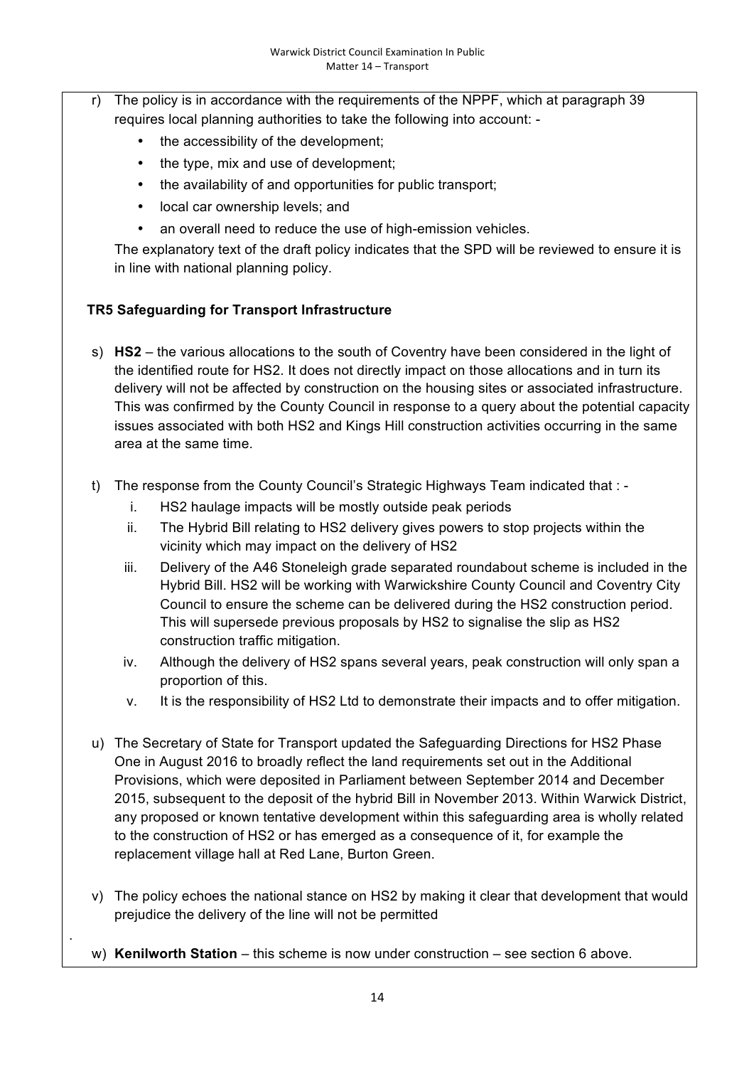r) The policy is in accordance with the requirements of the NPPF, which at paragraph 39 requires local planning authorities to take the following into account: -

- the accessibility of the development;
- the type, mix and use of development;
- the availability of and opportunities for public transport;
- local car ownership levels; and
- an overall need to reduce the use of high-emission vehicles.

The explanatory text of the draft policy indicates that the SPD will be reviewed to ensure it is in line with national planning policy.

**TR5 Safeguarding for Transport Infrastructure**

s) **HS2** – the various allocations to the south of Coventry have been considered in the light of the identified route for HS2. It does not directly impact on those allocations and in turn its delivery will not be affected by construction on the housing sites or associated infrastructure. This was confirmed by the County Council in response to a query about the potential capacity issues associated with both HS2 and Kings Hill construction activities occurring in the same area at the same time.

t) The response from the County Council's Strategic Highways Team indicated that : -

i. HS2 haulage impacts will be mostly outside peak periods
ii. The Hybrid Bill relating to HS2 delivery gives powers to stop projects within the vicinity which may impact on the delivery of HS2
iii. Delivery of the A46 Stoneleigh grade separated roundabout scheme is included in the Hybrid Bill. HS2 will be working with Warwickshire County Council and Coventry City Council to ensure the scheme can be delivered during the HS2 construction period. This will supersede previous proposals by HS2 to signalise the slip as HS2 construction traffic mitigation.
iv. Although the delivery of HS2 spans several years, peak construction will only span a proportion of this.
v. It is the responsibility of HS2 Ltd to demonstrate their impacts and to offer mitigation.

u) The Secretary of State for Transport updated the Safeguarding Directions for HS2 Phase One in August 2016 to broadly reflect the land requirements set out in the Additional Provisions, which were deposited in Parliament between September 2014 and December 2015, subsequent to the deposit of the hybrid Bill in November 2013. Within Warwick District, any proposed or known tentative development within this safeguarding area is wholly related to the construction of HS2 or has emerged as a consequence of it, for example the replacement village hall at Red Lane, Burton Green.

v) The policy echoes the national stance on HS2 by making it clear that development that would prejudice the delivery of the line will not be permitted

w) **Kenilworth Station** – this scheme is now under construction – see section 6 above.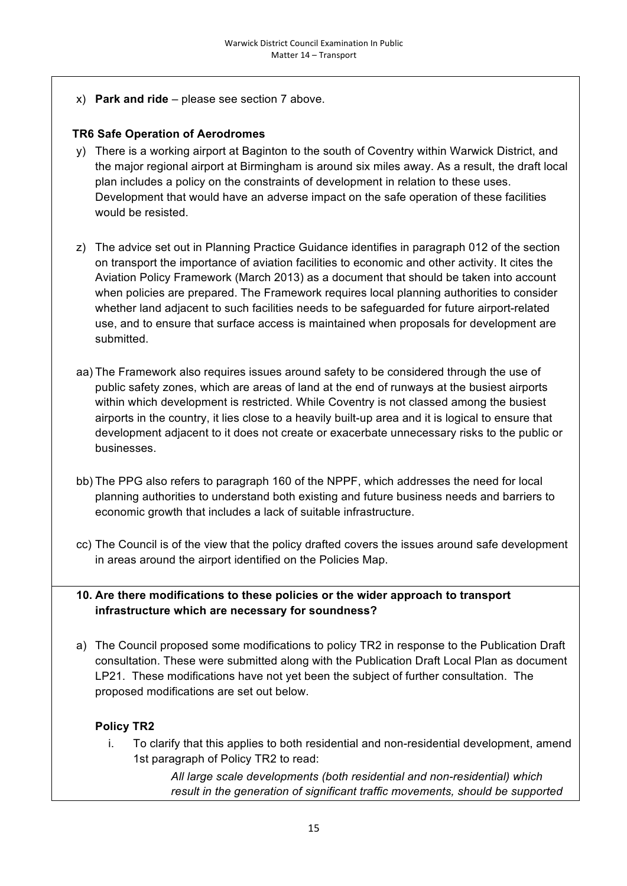x) **Park and ride** – please see section 7 above.

**TR6 Safe Operation of Aerodromes**

y) There is a working airport at Baginton to the south of Coventry within Warwick District, and the major regional airport at Birmingham is around six miles away. As a result, the draft local plan includes a policy on the constraints of development in relation to these uses. Development that would have an adverse impact on the safe operation of these facilities would be resisted.

z) The advice set out in Planning Practice Guidance identifies in paragraph 012 of the section on transport the importance of aviation facilities to economic and other activity. It cites the Aviation Policy Framework (March 2013) as a document that should be taken into account when policies are prepared. The Framework requires local planning authorities to consider whether land adjacent to such facilities needs to be safeguarded for future airport-related use, and to ensure that surface access is maintained when proposals for development are submitted.

aa) The Framework also requires issues around safety to be considered through the use of public safety zones, which are areas of land at the end of runways at the busiest airports within which development is restricted. While Coventry is not classed among the busiest airports in the country, it lies close to a heavily built-up area and it is logical to ensure that development adjacent to it does not create or exacerbate unnecessary risks to the public or businesses.

bb) The PPG also refers to paragraph 160 of the NPPF, which addresses the need for local planning authorities to understand both existing and future business needs and barriers to economic growth that includes a lack of suitable infrastructure.

cc) The Council is of the view that the policy drafted covers the issues around safe development in areas around the airport identified on the Policies Map.

**10. Are there modifications to these policies or the wider approach to transport infrastructure which are necessary for soundness?**

a) The Council proposed some modifications to policy TR2 in response to the Publication Draft consultation. These were submitted along with the Publication Draft Local Plan as document LP21. These modifications have not yet been the subject of further consultation. The proposed modifications are set out below.

**Policy TR2**

i. To clarify that this applies to both residential and non-residential development, amend 1st paragraph of Policy TR2 to read:

*All large scale developments (both residential and non-residential) which result in the generation of significant traffic movements, should be supported*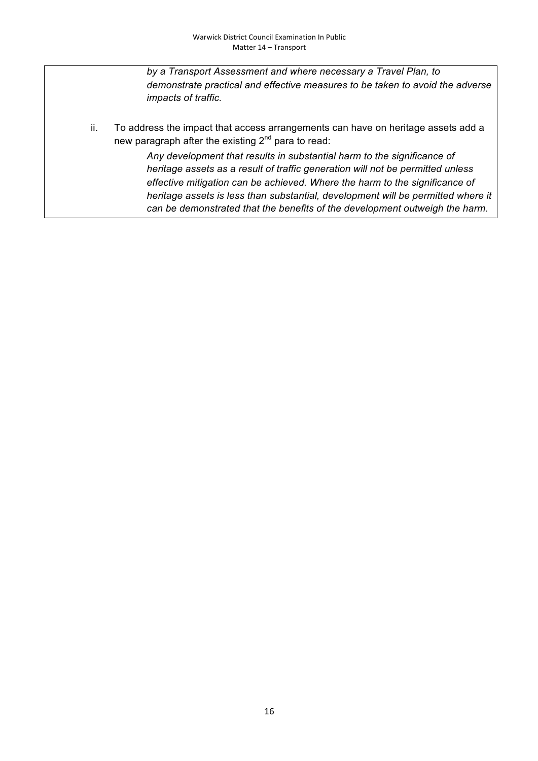*by a Transport Assessment and where necessary a Travel Plan, to demonstrate practical and effective measures to be taken to avoid the adverse impacts of traffic.*

ii. To address the impact that access arrangements can have on heritage assets add a new paragraph after the existing 2nd para to read:

> *Any development that results in substantial harm to the significance of heritage assets as a result of traffic generation will not be permitted unless effective mitigation can be achieved. Where the harm to the significance of heritage assets is less than substantial, development will be permitted where it can be demonstrated that the benefits of the development outweigh the harm.*